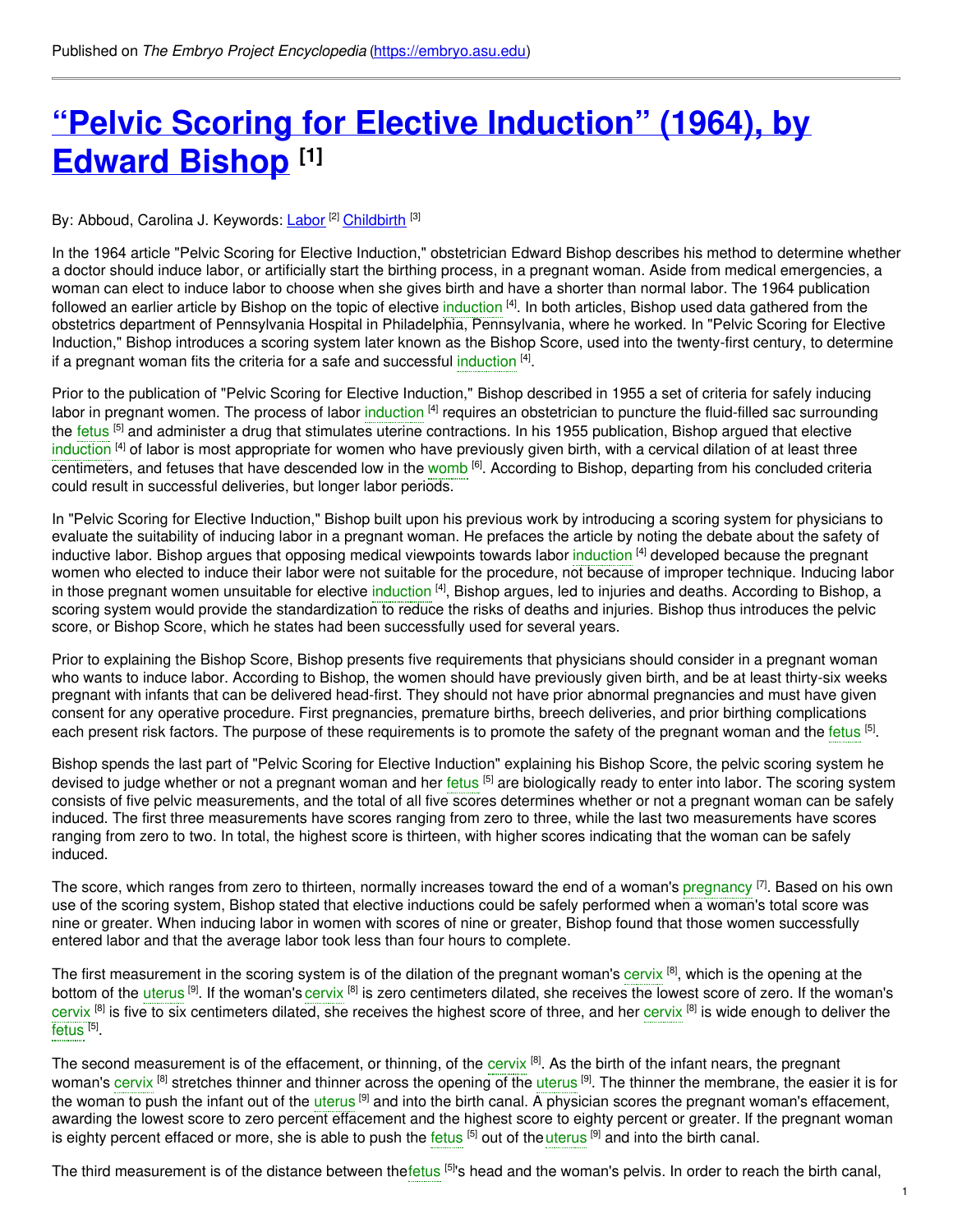Published on *The Embryo Project Encyclopedia* (https://embryo.asu.edu)

# "Pelvic Scoring for Elective Induction" (1964), by Edward Bishop [1]

By: Abboud, Carolina J. Keywords: Labor [2] Childbirth [3]

In the 1964 article "Pelvic Scoring for Elective Induction," obstetrician Edward Bishop describes his method to determine whether a doctor should induce labor, or artificially start the birthing process, in a pregnant woman. Aside from medical emergencies, a woman can elect to induce labor to choose when she gives birth and have a shorter than normal labor. The 1964 publication followed an earlier article by Bishop on the topic of elective induction [4]. In both articles, Bishop used data gathered from the obstetrics department of Pennsylvania Hospital in Philadelphia, Pennsylvania, where he worked. In "Pelvic Scoring for Elective Induction," Bishop introduces a scoring system later known as the Bishop Score, used into the twenty-first century, to determine if a pregnant woman fits the criteria for a safe and successful induction [4].

Prior to the publication of "Pelvic Scoring for Elective Induction," Bishop described in 1955 a set of criteria for safely inducing labor in pregnant women. The process of labor induction [4] requires an obstetrician to puncture the fluid-filled sac surrounding the fetus [5] and administer a drug that stimulates uterine contractions. In his 1955 publication, Bishop argued that elective induction [4] of labor is most appropriate for women who have previously given birth, with a cervical dilation of at least three centimeters, and fetuses that have descended low in the womb [6]. According to Bishop, departing from his concluded criteria could result in successful deliveries, but longer labor periods.

In "Pelvic Scoring for Elective Induction," Bishop built upon his previous work by introducing a scoring system for physicians to evaluate the suitability of inducing labor in a pregnant woman. He prefaces the article by noting the debate about the safety of inductive labor. Bishop argues that opposing medical viewpoints towards labor induction [4] developed because the pregnant women who elected to induce their labor were not suitable for the procedure, not because of improper technique. Inducing labor in those pregnant women unsuitable for elective induction [4], Bishop argues, led to injuries and deaths. According to Bishop, a scoring system would provide the standardization to reduce the risks of deaths and injuries. Bishop thus introduces the pelvic score, or Bishop Score, which he states had been successfully used for several years.

Prior to explaining the Bishop Score, Bishop presents five requirements that physicians should consider in a pregnant woman who wants to induce labor. According to Bishop, the women should have previously given birth, and be at least thirty-six weeks pregnant with infants that can be delivered head-first. They should not have prior abnormal pregnancies and must have given consent for any operative procedure. First pregnancies, premature births, breech deliveries, and prior birthing complications each present risk factors. The purpose of these requirements is to promote the safety of the pregnant woman and the fetus [5].

Bishop spends the last part of "Pelvic Scoring for Elective Induction" explaining his Bishop Score, the pelvic scoring system he devised to judge whether or not a pregnant woman and her fetus [5] are biologically ready to enter into labor. The scoring system consists of five pelvic measurements, and the total of all five scores determines whether or not a pregnant woman can be safely induced. The first three measurements have scores ranging from zero to three, while the last two measurements have scores ranging from zero to two. In total, the highest score is thirteen, with higher scores indicating that the woman can be safely induced.

The score, which ranges from zero to thirteen, normally increases toward the end of a woman's pregnancy [7]. Based on his own use of the scoring system, Bishop stated that elective inductions could be safely performed when a woman's total score was nine or greater. When inducing labor in women with scores of nine or greater, Bishop found that those women successfully entered labor and that the average labor took less than four hours to complete.

The first measurement in the scoring system is of the dilation of the pregnant woman's cervix [8], which is the opening at the bottom of the uterus [9]. If the woman's cervix [8] is zero centimeters dilated, she receives the lowest score of zero. If the woman's cervix [8] is five to six centimeters dilated, she receives the highest score of three, and her cervix [8] is wide enough to deliver the fetus [5].

The second measurement is of the effacement, or thinning, of the cervix [8]. As the birth of the infant nears, the pregnant woman's cervix [8] stretches thinner and thinner across the opening of the uterus [9]. The thinner the membrane, the easier it is for the woman to push the infant out of the uterus [9] and into the birth canal. A physician scores the pregnant woman's effacement, awarding the lowest score to zero percent effacement and the highest score to eighty percent or greater. If the pregnant woman is eighty percent effaced or more, she is able to push the fetus [5] out of the uterus [9] and into the birth canal.

The third measurement is of the distance between the fetus [5]'s head and the woman's pelvis. In order to reach the birth canal,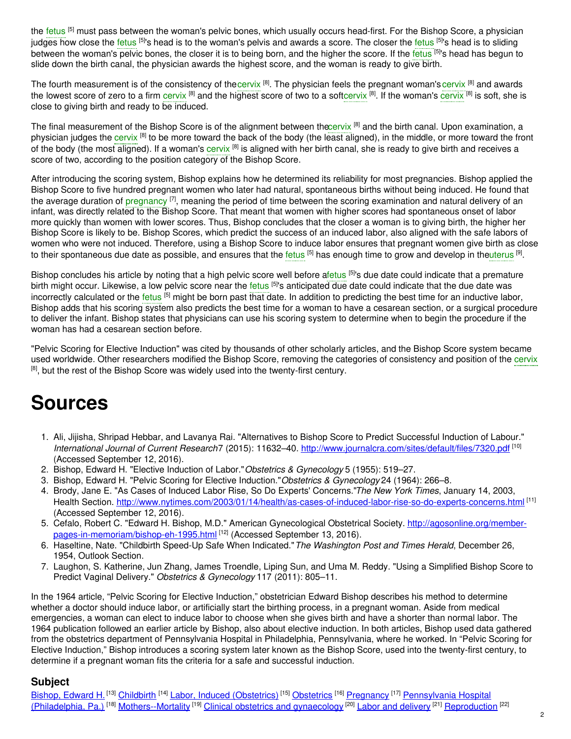the fetus [5] must pass between the woman's pelvic bones, which usually occurs head-first. For the Bishop Score, a physician judges how close the fetus [5]'s head is to the woman's pelvis and awards a score. The closer the fetus [5]'s head is to sliding between the woman's pelvic bones, the closer it is to being born, and the higher the score. If the fetus [5]'s head has begun to slide down the birth canal, the physician awards the highest score, and the woman is ready to give birth.

The fourth measurement is of the consistency of thecervix [8]. The physician feels the pregnant woman's cervix [8] and awards the lowest score of zero to a firm cervix [8] and the highest score of two to a softcervix [8]. If the woman's cervix [8] is soft, she is close to giving birth and ready to be induced.

The final measurement of the Bishop Score is of the alignment between thecervix [8] and the birth canal. Upon examination, a physician judges the cervix [8] to be more toward the back of the body (the least aligned), in the middle, or more toward the front of the body (the most aligned). If a woman's cervix [8] is aligned with her birth canal, she is ready to give birth and receives a score of two, according to the position category of the Bishop Score.

After introducing the scoring system, Bishop explains how he determined its reliability for most pregnancies. Bishop applied the Bishop Score to five hundred pregnant women who later had natural, spontaneous births without being induced. He found that the average duration of pregnancy [7], meaning the period of time between the scoring examination and natural delivery of an infant, was directly related to the Bishop Score. That meant that women with higher scores had spontaneous onset of labor more quickly than women with lower scores. Thus, Bishop concludes that the closer a woman is to giving birth, the higher her Bishop Score is likely to be. Bishop Scores, which predict the success of an induced labor, also aligned with the safe labors of women who were not induced. Therefore, using a Bishop Score to induce labor ensures that pregnant women give birth as close to their spontaneous due date as possible, and ensures that the fetus [5] has enough time to grow and develop in theuterus [9].

Bishop concludes his article by noting that a high pelvic score well before afetus [5]'s due date could indicate that a premature birth might occur. Likewise, a low pelvic score near the fetus [5]'s anticipated due date could indicate that the due date was incorrectly calculated or the fetus [5] might be born past that date. In addition to predicting the best time for an inductive labor, Bishop adds that his scoring system also predicts the best time for a woman to have a cesarean section, or a surgical procedure to deliver the infant. Bishop states that physicians can use his scoring system to determine when to begin the procedure if the woman has had a cesarean section before.

"Pelvic Scoring for Elective Induction" was cited by thousands of other scholarly articles, and the Bishop Score system became used worldwide. Other researchers modified the Bishop Score, removing the categories of consistency and position of the cervix [8], but the rest of the Bishop Score was widely used into the twenty-first century.

# Sources

1. Ali, Jijisha, Shripad Hebbar, and Lavanya Rai. "Alternatives to Bishop Score to Predict Successful Induction of Labour." *International Journal of Current Research*7 (2015): 11632–40. http://www.journalcra.com/sites/default/files/7320.pdf [10] (Accessed September 12, 2016).
2. Bishop, Edward H. "Elective Induction of Labor."*Obstetrics & Gynecology* 5 (1955): 519–27.
3. Bishop, Edward H. "Pelvic Scoring for Elective Induction."*Obstetrics & Gynecology* 24 (1964): 266–8.
4. Brody, Jane E. "As Cases of Induced Labor Rise, So Do Experts' Concerns."*The New York Times*, January 14, 2003, Health Section. http://www.nytimes.com/2003/01/14/health/as-cases-of-induced-labor-rise-so-do-experts-concerns.html [11] (Accessed September 12, 2016).
5. Cefalo, Robert C. "Edward H. Bishop, M.D." American Gynecological Obstetrical Society. http://agosonline.org/member-pages-in-memoriam/bishop-eh-1995.html [12] (Accessed September 13, 2016).
6. Haseltine, Nate. "Childbirth Speed-Up Safe When Indicated."*The Washington Post and Times Herald*, December 26, 1954, Outlook Section.
7. Laughon, S. Katherine, Jun Zhang, James Troendle, Liping Sun, and Uma M. Reddy. "Using a Simplified Bishop Score to Predict Vaginal Delivery." *Obstetrics & Gynecology* 117 (2011): 805–11.

In the 1964 article, "Pelvic Scoring for Elective Induction," obstetrician Edward Bishop describes his method to determine whether a doctor should induce labor, or artificially start the birthing process, in a pregnant woman. Aside from medical emergencies, a woman can elect to induce labor to choose when she gives birth and have a shorter than normal labor. The 1964 publication followed an earlier article by Bishop, also about elective induction. In both articles, Bishop used data gathered from the obstetrics department of Pennsylvania Hospital in Philadelphia, Pennsylvania, where he worked. In "Pelvic Scoring for Elective Induction," Bishop introduces a scoring system later known as the Bishop Score, used into the twenty-first century, to determine if a pregnant woman fits the criteria for a safe and successful induction.

## Subject

Bishop, Edward H. [13] Childbirth [14] Labor, Induced (Obstetrics) [15] Obstetrics [16] Pregnancy [17] Pennsylvania Hospital (Philadelphia, Pa.) [18] Mothers--Mortality [19] Clinical obstetrics and gynaecology [20] Labor and delivery [21] Reproduction [22]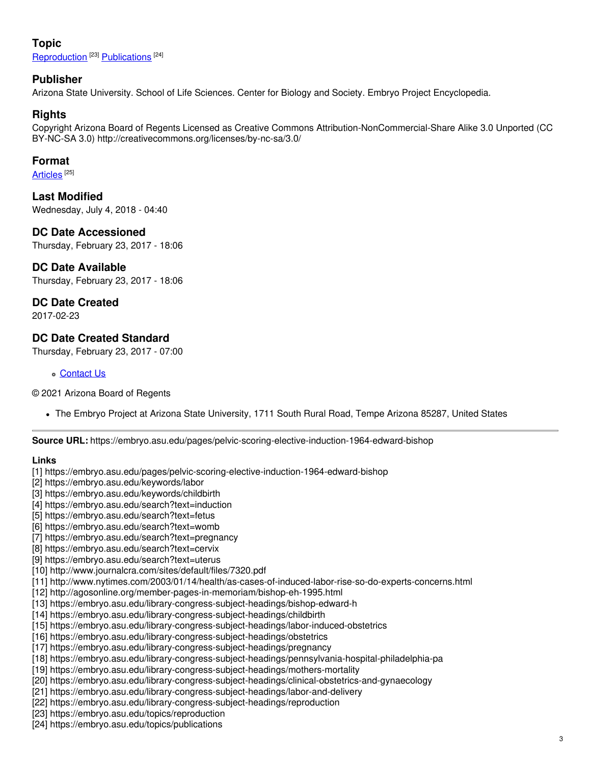### Topic

Reproduction [23] Publications [24]

### Publisher

Arizona State University. School of Life Sciences. Center for Biology and Society. Embryo Project Encyclopedia.

### Rights

Copyright Arizona Board of Regents Licensed as Creative Commons Attribution-NonCommercial-Share Alike 3.0 Unported (CC BY-NC-SA 3.0) http://creativecommons.org/licenses/by-nc-sa/3.0/

### Format

Articles [25]

### Last Modified

Wednesday, July 4, 2018 - 04:40

### DC Date Accessioned

Thursday, February 23, 2017 - 18:06

### DC Date Available

Thursday, February 23, 2017 - 18:06

### DC Date Created

2017-02-23

### DC Date Created Standard

Thursday, February 23, 2017 - 07:00

- Contact Us

© 2021 Arizona Board of Regents

- The Embryo Project at Arizona State University, 1711 South Rural Road, Tempe Arizona 85287, United States

---

**Source URL:** https://embryo.asu.edu/pages/pelvic-scoring-elective-induction-1964-edward-bishop

**Links**

[1] https://embryo.asu.edu/pages/pelvic-scoring-elective-induction-1964-edward-bishop
[2] https://embryo.asu.edu/keywords/labor
[3] https://embryo.asu.edu/keywords/childbirth
[4] https://embryo.asu.edu/search?text=induction
[5] https://embryo.asu.edu/search?text=fetus
[6] https://embryo.asu.edu/search?text=womb
[7] https://embryo.asu.edu/search?text=pregnancy
[8] https://embryo.asu.edu/search?text=cervix
[9] https://embryo.asu.edu/search?text=uterus
[10] http://www.journalcra.com/sites/default/files/7320.pdf
[11] http://www.nytimes.com/2003/01/14/health/as-cases-of-induced-labor-rise-so-do-experts-concerns.html
[12] http://agosonline.org/member-pages-in-memoriam/bishop-eh-1995.html
[13] https://embryo.asu.edu/library-congress-subject-headings/bishop-edward-h
[14] https://embryo.asu.edu/library-congress-subject-headings/childbirth
[15] https://embryo.asu.edu/library-congress-subject-headings/labor-induced-obstetrics
[16] https://embryo.asu.edu/library-congress-subject-headings/obstetrics
[17] https://embryo.asu.edu/library-congress-subject-headings/pregnancy
[18] https://embryo.asu.edu/library-congress-subject-headings/pennsylvania-hospital-philadelphia-pa
[19] https://embryo.asu.edu/library-congress-subject-headings/mothers-mortality
[20] https://embryo.asu.edu/library-congress-subject-headings/clinical-obstetrics-and-gynaecology
[21] https://embryo.asu.edu/library-congress-subject-headings/labor-and-delivery
[22] https://embryo.asu.edu/library-congress-subject-headings/reproduction
[23] https://embryo.asu.edu/topics/reproduction
[24] https://embryo.asu.edu/topics/publications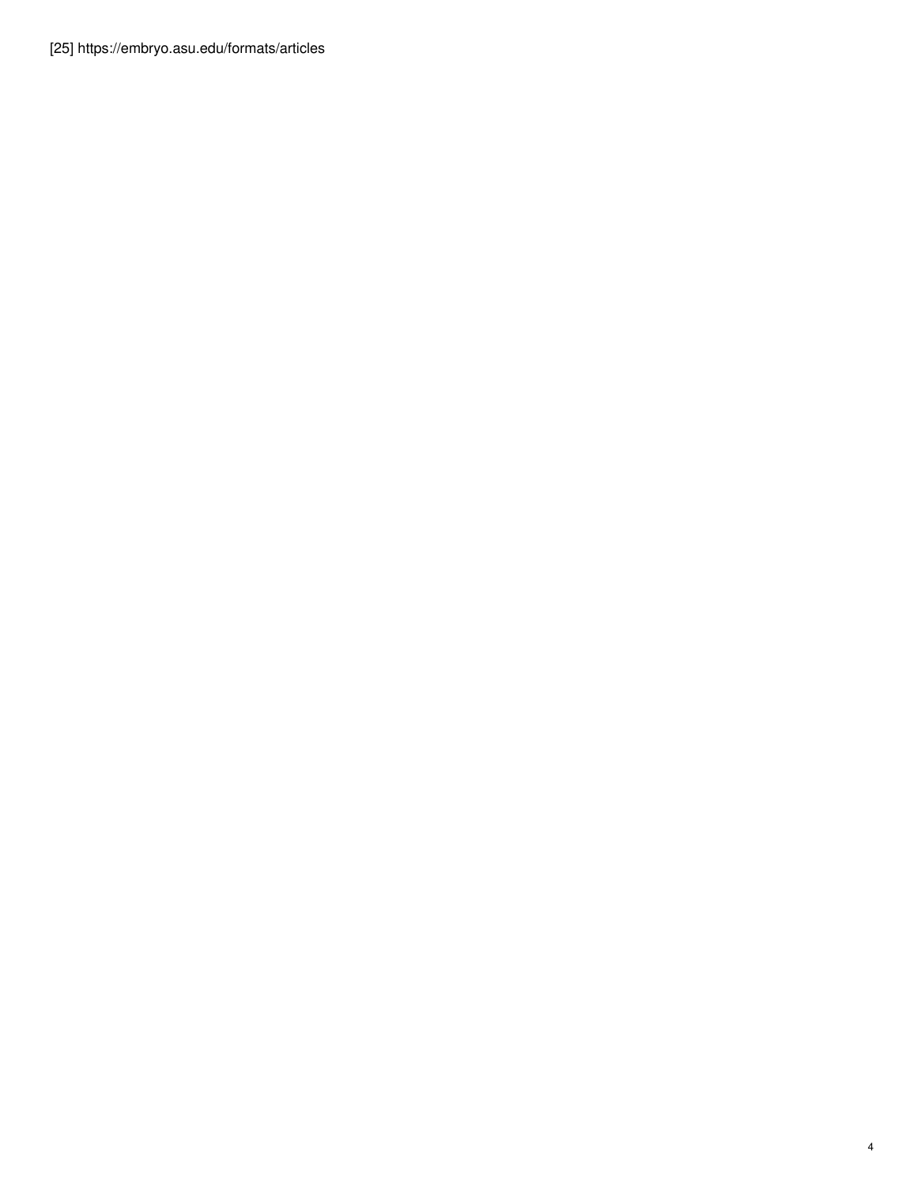[25] https://embryo.asu.edu/formats/articles